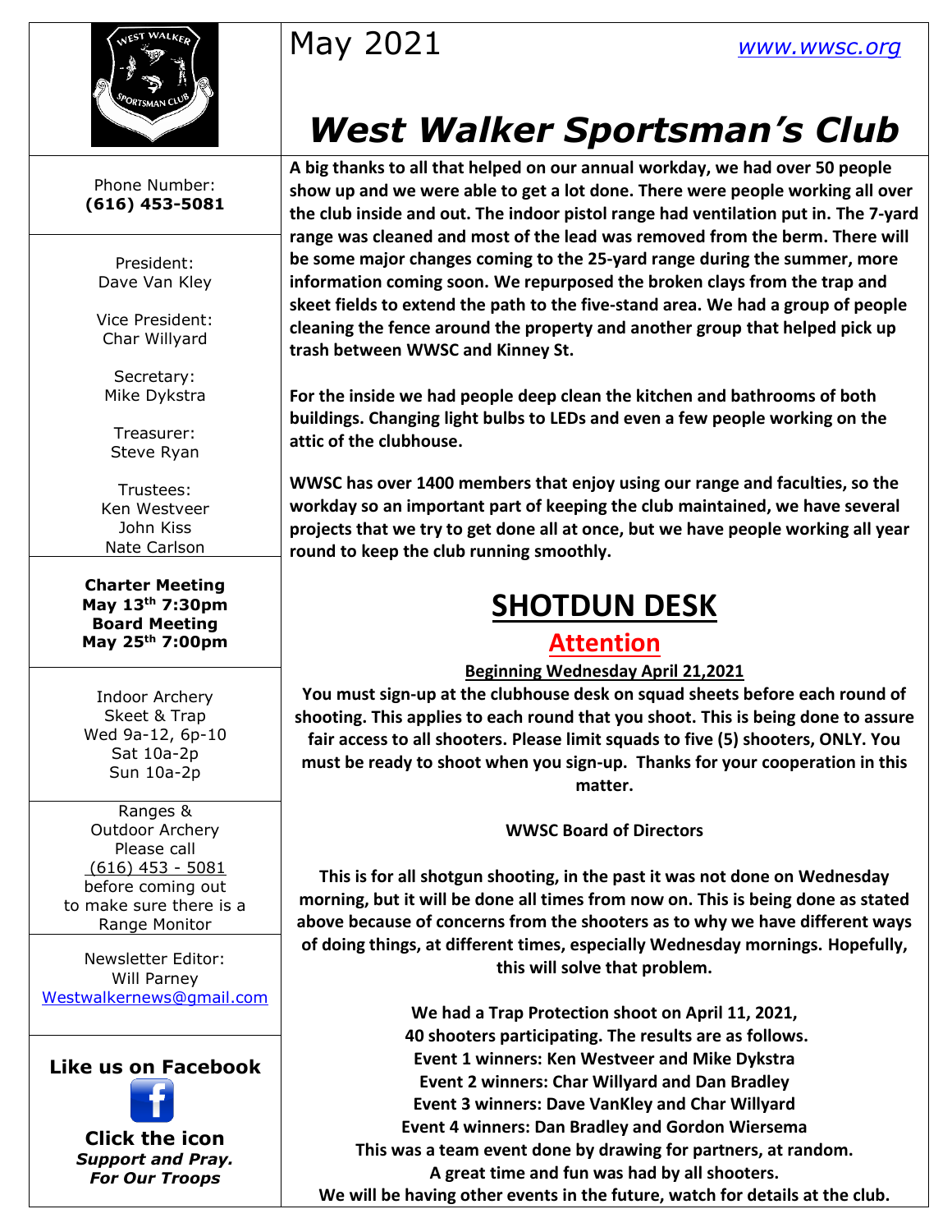May 2021 [www.wwsc.org](http://www.wwsc.org)

# *West Walker Sportsman's Club*

Phone Number:
**(616) 453-5081**

President:
Dave Van Kley

Vice President:
Char Willyard

Secretary:
Mike Dykstra

Treasurer:
Steve Ryan

Trustees:
Ken Westveer
John Kiss
Nate Carlson

**Charter Meeting**
**May 13th 7:30pm**
**Board Meeting**
**May 25th 7:00pm**

Indoor Archery
Skeet & Trap
Wed 9a-12, 6p-10
Sat 10a-2p
Sun 10a-2p

Ranges &
Outdoor Archery
Please call
(616) 453 - 5081
before coming out
to make sure there is a
Range Monitor

Newsletter Editor:
Will Parney
Westwalkernews@gmail.com

**Like us on Facebook**

**Click the icon**
***Support and Pray.***
***For Our Troops***

**A big thanks to all that helped on our annual workday, we had over 50 people show up and we were able to get a lot done. There were people working all over the club inside and out. The indoor pistol range had ventilation put in. The 7-yard range was cleaned and most of the lead was removed from the berm. There will be some major changes coming to the 25-yard range during the summer, more information coming soon. We repurposed the broken clays from the trap and skeet fields to extend the path to the five-stand area. We had a group of people cleaning the fence around the property and another group that helped pick up trash between WWSC and Kinney St.**

**For the inside we had people deep clean the kitchen and bathrooms of both buildings. Changing light bulbs to LEDs and even a few people working on the attic of the clubhouse.**

**WWSC has over 1400 members that enjoy using our range and faculties, so the workday so an important part of keeping the club maintained, we have several projects that we try to get done all at once, but we have people working all year round to keep the club running smoothly.**

# SHOTDUN DESK

## Attention

**Beginning Wednesday April 21,2021**

**You must sign-up at the clubhouse desk on squad sheets before each round of shooting. This applies to each round that you shoot. This is being done to assure fair access to all shooters. Please limit squads to five (5) shooters, ONLY. You must be ready to shoot when you sign-up. Thanks for your cooperation in this matter.**

**WWSC Board of Directors**

**This is for all shotgun shooting, in the past it was not done on Wednesday morning, but it will be done all times from now on. This is being done as stated above because of concerns from the shooters as to why we have different ways of doing things, at different times, especially Wednesday mornings. Hopefully, this will solve that problem.**

**We had a Trap Protection shoot on April 11, 2021,**
**40 shooters participating. The results are as follows.**
**Event 1 winners: Ken Westveer and Mike Dykstra**
**Event 2 winners: Char Willyard and Dan Bradley**
**Event 3 winners: Dave VanKley and Char Willyard**
**Event 4 winners: Dan Bradley and Gordon Wiersema**
**This was a team event done by drawing for partners, at random.**
**A great time and fun was had by all shooters.**
**We will be having other events in the future, watch for details at the club.**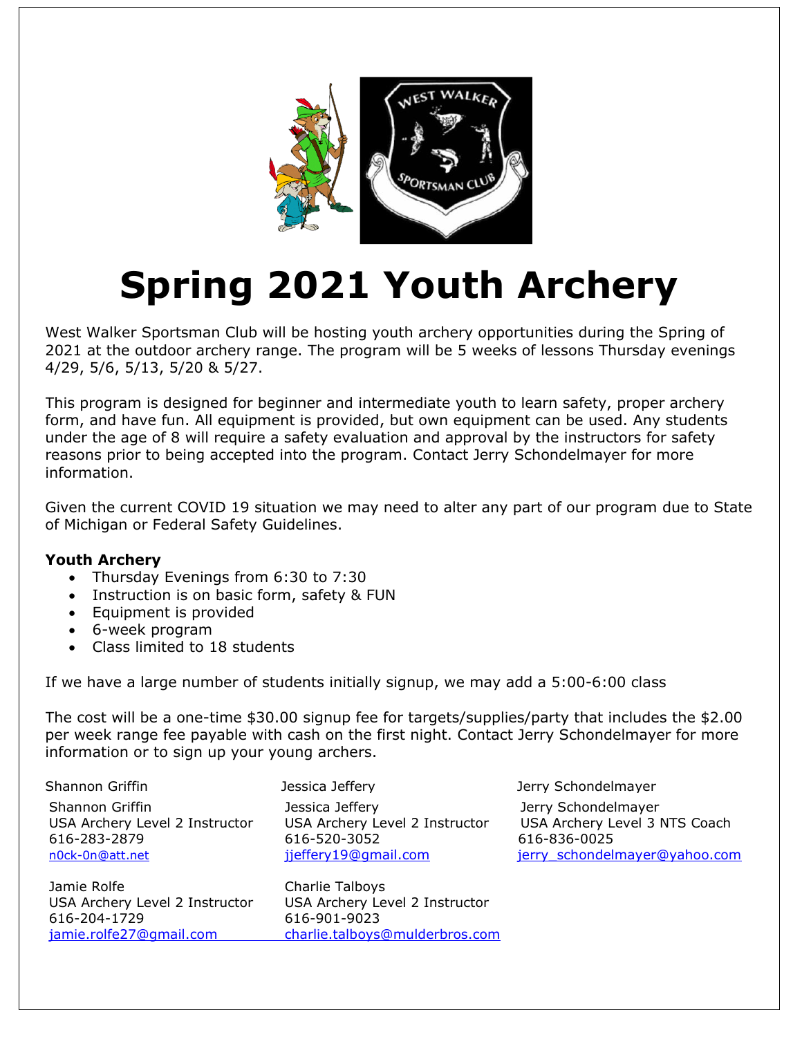// Spring 2021 Youth Archery flyer page (no images detected)
# Spring 2021 Youth Archery

West Walker Sportsman Club will be hosting youth archery opportunities during the Spring of 2021 at the outdoor archery range. The program will be 5 weeks of lessons Thursday evenings 4/29, 5/6, 5/13, 5/20 & 5/27.

This program is designed for beginner and intermediate youth to learn safety, proper archery form, and have fun. All equipment is provided, but own equipment can be used. Any students under the age of 8 will require a safety evaluation and approval by the instructors for safety reasons prior to being accepted into the program. Contact Jerry Schondelmayer for more information.

Given the current COVID 19 situation we may need to alter any part of our program due to State of Michigan or Federal Safety Guidelines.

**Youth Archery**

- Thursday Evenings from 6:30 to 7:30
- Instruction is on basic form, safety & FUN
- Equipment is provided
- 6-week program
- Class limited to 18 students

If we have a large number of students initially signup, we may add a 5:00-6:00 class

The cost will be a one-time $30.00 signup fee for targets/supplies/party that includes the $2.00 per week range fee payable with cash on the first night. Contact Jerry Schondelmayer for more information or to sign up your young archers.

Shannon Griffin

Shannon Griffin
USA Archery Level 2 Instructor
616-283-2879
n0ck-0n@att.net

Jessica Jeffery

Jessica Jeffery
USA Archery Level 2 Instructor
616-520-3052
jjeffery19@gmail.com

Jerry Schondelmayer

Jerry Schondelmayer
USA Archery Level 3 NTS Coach
616-836-0025
jerry_schondelmayer@yahoo.com

Jamie Rolfe
USA Archery Level 2 Instructor
616-204-1729
jamie.rolfe27@gmail.com

Charlie Talboys
USA Archery Level 2 Instructor
616-901-9023
charlie.talboys@mulderbros.com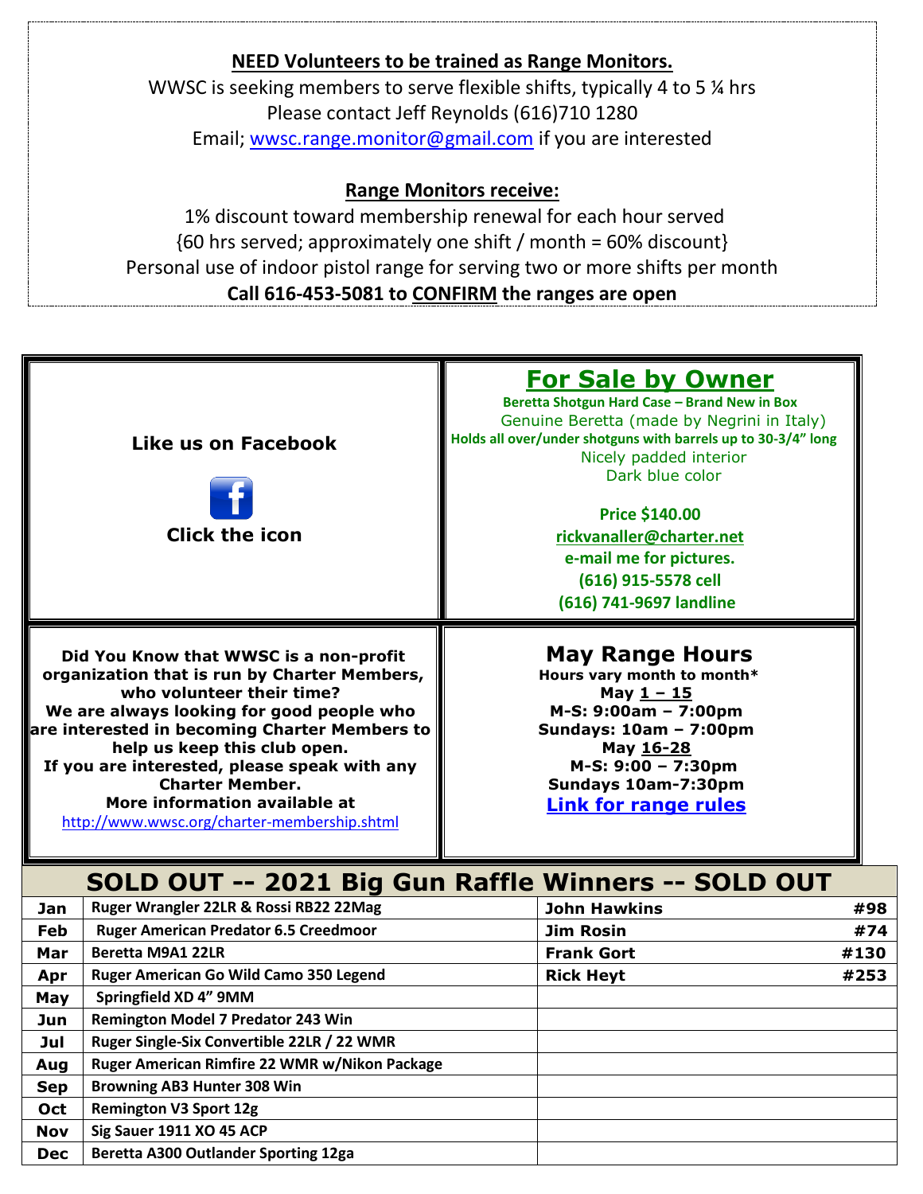## NEED Volunteers to be trained as Range Monitors.

WWSC is seeking members to serve flexible shifts, typically 4 to 5 ¼ hrs
Please contact Jeff Reynolds (616)710 1280
Email; wwsc.range.monitor@gmail.com if you are interested

## Range Monitors receive:

1% discount toward membership renewal for each hour served
{60 hrs served; approximately one shift / month = 60% discount}
Personal use of indoor pistol range for serving two or more shifts per month
**Call 616-453-5081 to CONFIRM the ranges are open**

**Like us on Facebook**

**Click the icon**

## For Sale by Owner

**Beretta Shotgun Hard Case – Brand New in Box**
Genuine Beretta (made by Negrini in Italy)
**Holds all over/under shotguns with barrels up to 30-3/4" long**
Nicely padded interior
Dark blue color

**Price $140.00**
**rickvanaller@charter.net**
**e-mail me for pictures.**
**(616) 915-5578 cell**
**(616) 741-9697 landline**

**Did You Know that WWSC is a non-profit organization that is run by Charter Members, who volunteer their time?**
**We are always looking for good people who are interested in becoming Charter Members to help us keep this club open.**
**If you are interested, please speak with any Charter Member.**
**More information available at**
http://www.wwsc.org/charter-membership.shtml

## May Range Hours

**Hours vary month to month***
**May 1 – 15**
**M-S: 9:00am – 7:00pm**
**Sundays: 10am – 7:00pm**
**May 16-28**
**M-S: 9:00 – 7:30pm**
**Sundays 10am-7:30pm**
**Link for range rules**

## SOLD OUT -- 2021 Big Gun Raffle Winners -- SOLD OUT

| Month | Prize | Winner | # |
|---|---|---|---|
| Jan | Ruger Wrangler 22LR & Rossi RB22 22Mag | John Hawkins | #98 |
| Feb | Ruger American Predator 6.5 Creedmoor | Jim Rosin | #74 |
| Mar | Beretta M9A1 22LR | Frank Gort | #130 |
| Apr | Ruger American Go Wild Camo 350 Legend | Rick Heyt | #253 |
| May | Springfield XD 4" 9MM | | |
| Jun | Remington Model 7 Predator 243 Win | | |
| Jul | Ruger Single-Six Convertible 22LR / 22 WMR | | |
| Aug | Ruger American Rimfire 22 WMR w/Nikon Package | | |
| Sep | Browning AB3 Hunter 308 Win | | |
| Oct | Remington V3 Sport 12g | | |
| Nov | Sig Sauer 1911 XO 45 ACP | | |
| Dec | Beretta A300 Outlander Sporting 12ga | | |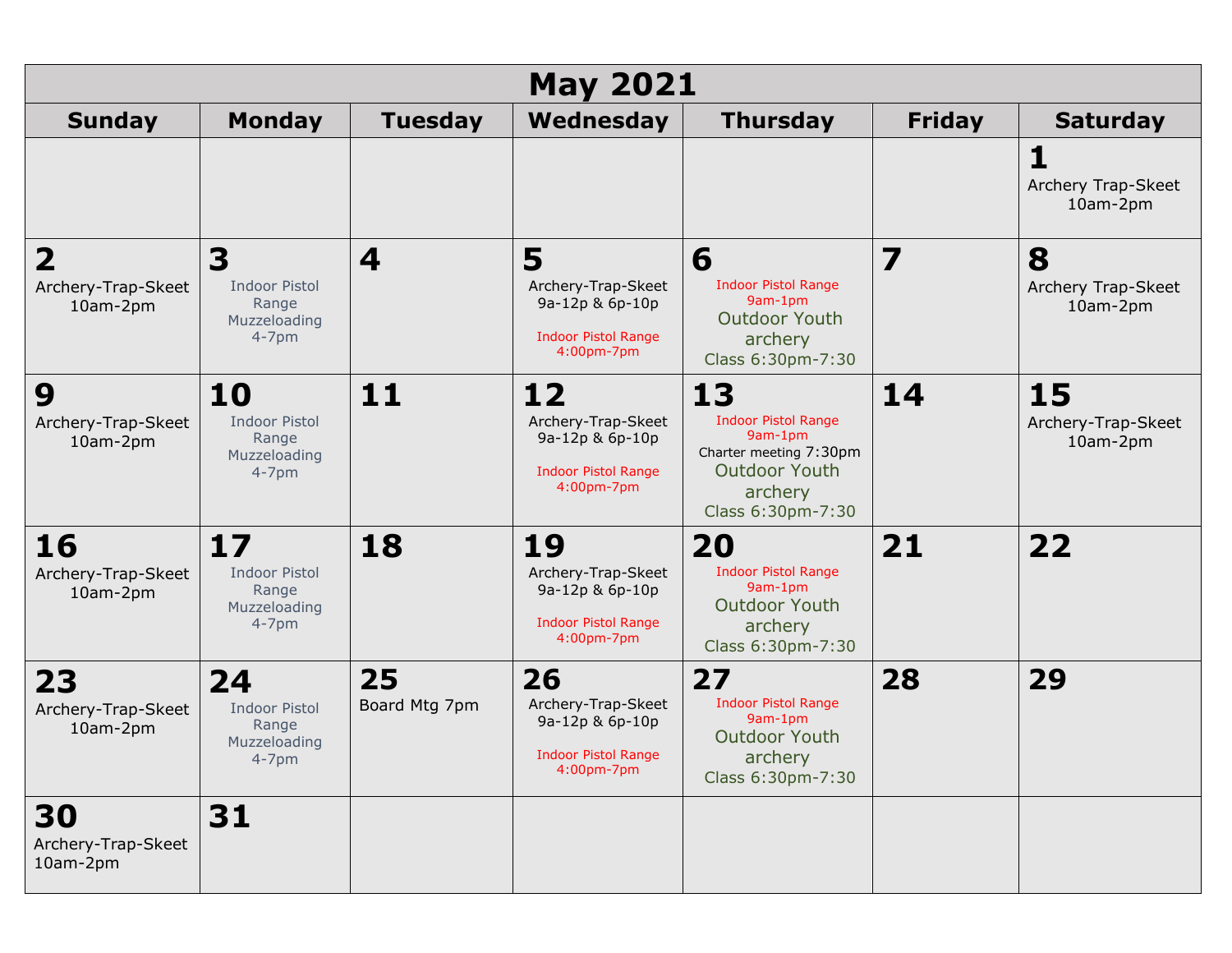# May 2021

| Sunday | Monday | Tuesday | Wednesday | Thursday | Friday | Saturday |
|---|---|---|---|---|---|---|
| | | | | | | **1** Archery Trap-Skeet 10am-2pm |
| **2** Archery-Trap-Skeet 10am-2pm | **3** Indoor Pistol Range Muzzeloading 4-7pm | **4** | **5** Archery-Trap-Skeet 9a-12p & 6p-10p Indoor Pistol Range 4:00pm-7pm | **6** Indoor Pistol Range 9am-1pm Outdoor Youth archery Class 6:30pm-7:30 | **7** | **8** Archery Trap-Skeet 10am-2pm |
| **9** Archery-Trap-Skeet 10am-2pm | **10** Indoor Pistol Range Muzzeloading 4-7pm | **11** | **12** Archery-Trap-Skeet 9a-12p & 6p-10p Indoor Pistol Range 4:00pm-7pm | **13** Indoor Pistol Range 9am-1pm Charter meeting 7:30pm Outdoor Youth archery Class 6:30pm-7:30 | **14** | **15** Archery-Trap-Skeet 10am-2pm |
| **16** Archery-Trap-Skeet 10am-2pm | **17** Indoor Pistol Range Muzzeloading 4-7pm | **18** | **19** Archery-Trap-Skeet 9a-12p & 6p-10p Indoor Pistol Range 4:00pm-7pm | **20** Indoor Pistol Range 9am-1pm Outdoor Youth archery Class 6:30pm-7:30 | **21** | **22** |
| **23** Archery-Trap-Skeet 10am-2pm | **24** Indoor Pistol Range Muzzeloading 4-7pm | **25** Board Mtg 7pm | **26** Archery-Trap-Skeet 9a-12p & 6p-10p Indoor Pistol Range 4:00pm-7pm | **27** Indoor Pistol Range 9am-1pm Outdoor Youth archery Class 6:30pm-7:30 | **28** | **29** |
| **30** Archery-Trap-Skeet 10am-2pm | **31** | | | | | |